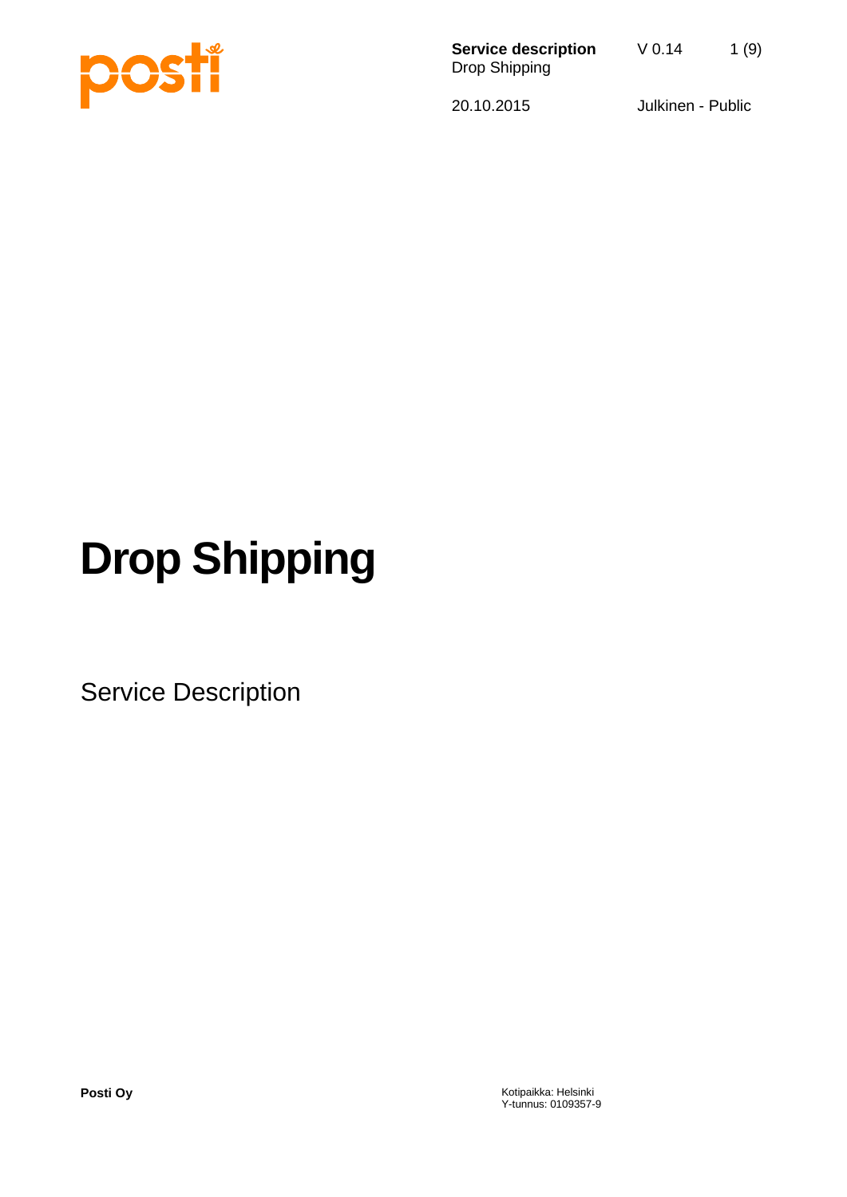# Drop Shipping

Service Description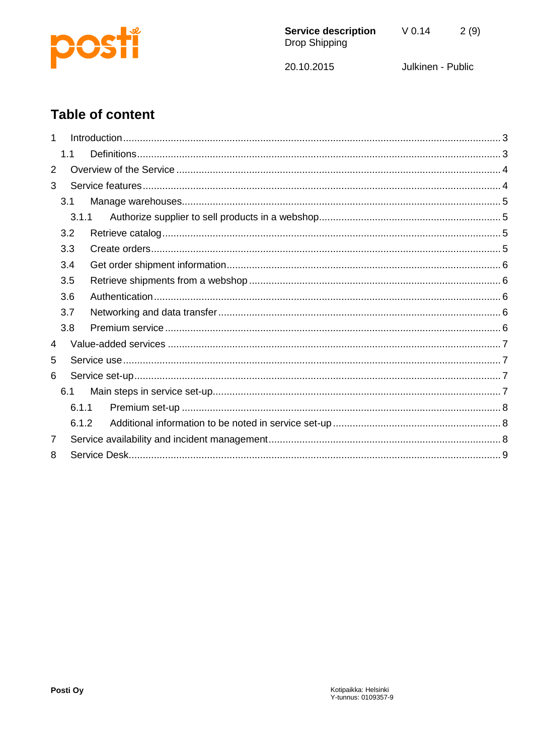# Table of content

- 1 Introduction ..... 3
  - 1.1 Definitions ..... 3
- 2 Overview of the Service ..... 4
- 3 Service features ..... 4
  - 3.1 Manage warehouses ..... 5
    - 3.1.1 Authorize supplier to sell products in a webshop ..... 5
  - 3.2 Retrieve catalog ..... 5
  - 3.3 Create orders ..... 5
  - 3.4 Get order shipment information ..... 6
  - 3.5 Retrieve shipments from a webshop ..... 6
  - 3.6 Authentication ..... 6
  - 3.7 Networking and data transfer ..... 6
  - 3.8 Premium service ..... 6
- 4 Value-added services ..... 7
- 5 Service use ..... 7
- 6 Service set-up ..... 7
  - 6.1 Main steps in service set-up ..... 7
    - 6.1.1 Premium set-up ..... 8
    - 6.1.2 Additional information to be noted in service set-up ..... 8
- 7 Service availability and incident management ..... 8
- 8 Service Desk ..... 9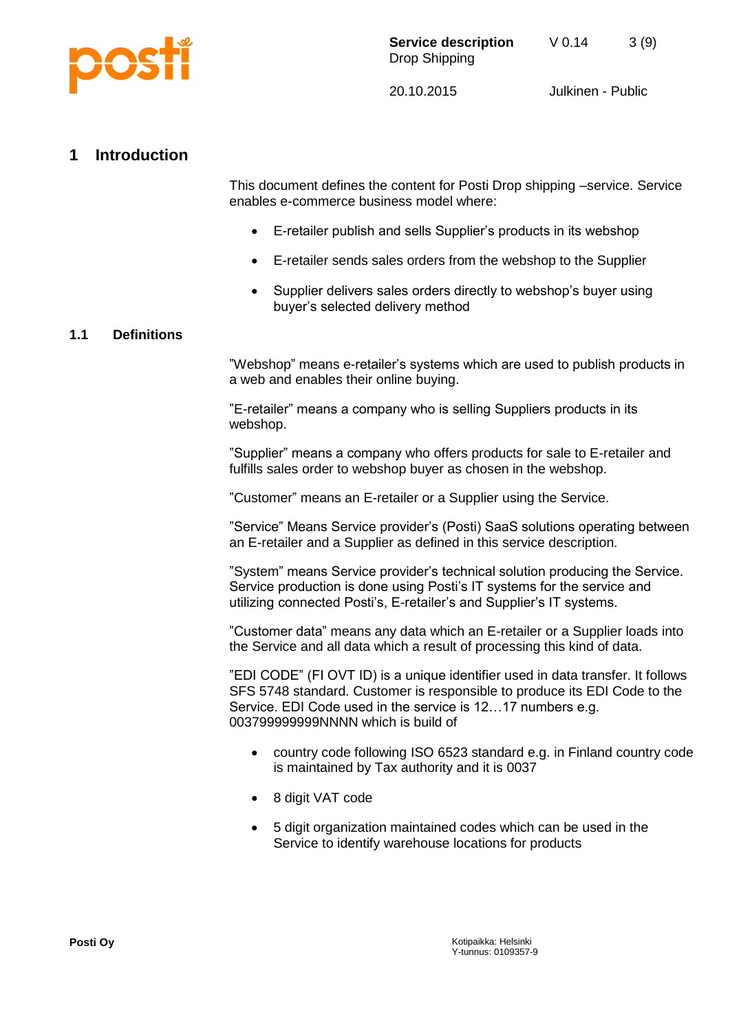# 1 Introduction

This document defines the content for Posti Drop shipping –service. Service enables e-commerce business model where:

- E-retailer publish and sells Supplier's products in its webshop
- E-retailer sends sales orders from the webshop to the Supplier
- Supplier delivers sales orders directly to webshop's buyer using buyer's selected delivery method

## 1.1 Definitions

"Webshop" means e-retailer's systems which are used to publish products in a web and enables their online buying.

"E-retailer" means a company who is selling Suppliers products in its webshop.

"Supplier" means a company who offers products for sale to E-retailer and fulfills sales order to webshop buyer as chosen in the webshop.

"Customer" means an E-retailer or a Supplier using the Service.

"Service" Means Service provider's (Posti) SaaS solutions operating between an E-retailer and a Supplier as defined in this service description.

"System" means Service provider's technical solution producing the Service. Service production is done using Posti's IT systems for the service and utilizing connected Posti's, E-retailer's and Supplier's IT systems.

"Customer data" means any data which an E-retailer or a Supplier loads into the Service and all data which a result of processing this kind of data.

"EDI CODE" (FI OVT ID) is a unique identifier used in data transfer. It follows SFS 5748 standard. Customer is responsible to produce its EDI Code to the Service. EDI Code used in the service is 12…17 numbers e.g. 003799999999NNNN which is build of

- country code following ISO 6523 standard e.g. in Finland country code is maintained by Tax authority and it is 0037
- 8 digit VAT code
- 5 digit organization maintained codes which can be used in the Service to identify warehouse locations for products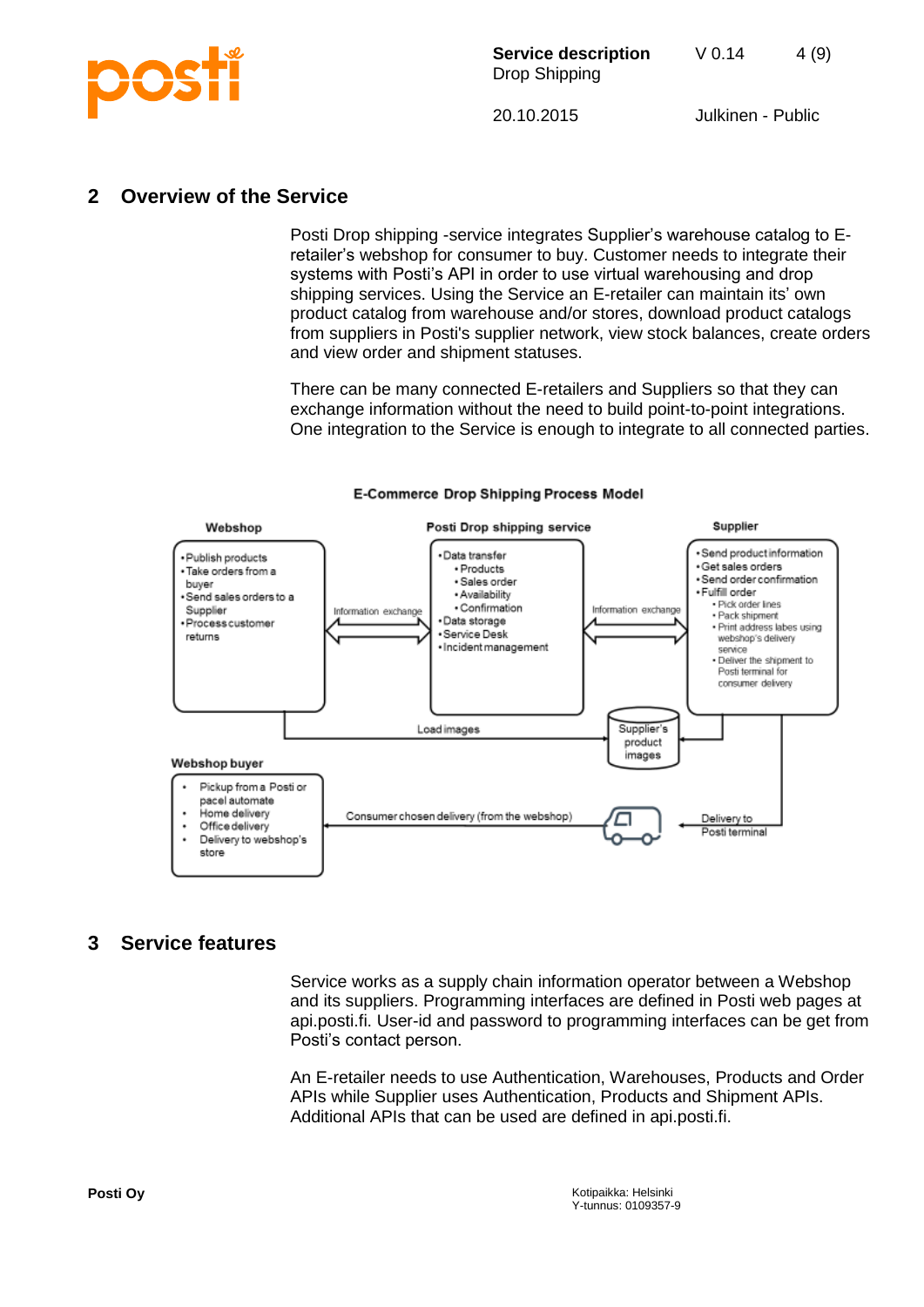## 2 Overview of the Service

Posti Drop shipping -service integrates Supplier's warehouse catalog to E-retailer's webshop for consumer to buy. Customer needs to integrate their systems with Posti's API in order to use virtual warehousing and drop shipping services. Using the Service an E-retailer can maintain its' own product catalog from warehouse and/or stores, download product catalogs from suppliers in Posti's supplier network, view stock balances, create orders and view order and shipment statuses.

There can be many connected E-retailers and Suppliers so that they can exchange information without the need to build point-to-point integrations. One integration to the Service is enough to integrate to all connected parties.

**E-Commerce Drop Shipping Process Model**

**Webshop**
- Publish products
- Take orders from a buyer
- Send sales orders to a Supplier
- Process customer returns

Information exchange

**Posti Drop shipping service**
- Data transfer
  - Products
  - Sales order
  - Availability
  - Confirmation
- Data storage
- Service Desk
- Incident management

Information exchange

**Supplier**
- Send product information
- Get sales orders
- Send order confirmation
- Fulfill order
  - Pick order lines
  - Pack shipment
  - Print address labes using webshop's delivery service
  - Deliver the shipment to Posti terminal for consumer delivery

Load images

Supplier's product images

**Webshop buyer**
- Pickup from a Posti or pacel automate
- Home delivery
- Office delivery
- Delivery to webshop's store

Consumer chosen delivery (from the webshop)

Delivery to Posti terminal

## 3 Service features

Service works as a supply chain information operator between a Webshop and its suppliers. Programming interfaces are defined in Posti web pages at api.posti.fi. User-id and password to programming interfaces can be get from Posti's contact person.

An E-retailer needs to use Authentication, Warehouses, Products and Order APIs while Supplier uses Authentication, Products and Shipment APIs. Additional APIs that can be used are defined in api.posti.fi.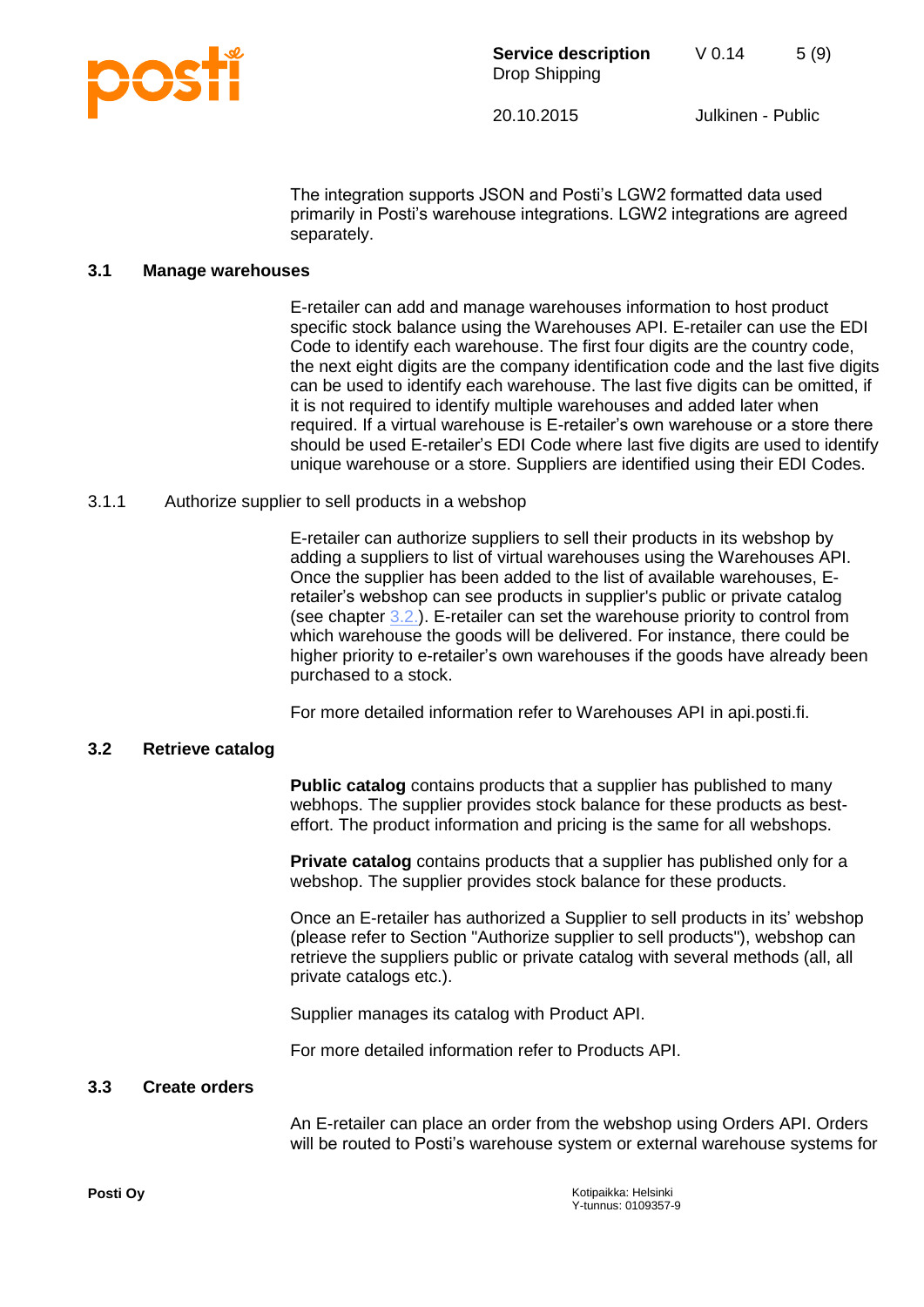The integration supports JSON and Posti's LGW2 formatted data used primarily in Posti's warehouse integrations. LGW2 integrations are agreed separately.

## 3.1 Manage warehouses

E-retailer can add and manage warehouses information to host product specific stock balance using the Warehouses API. E-retailer can use the EDI Code to identify each warehouse. The first four digits are the country code, the next eight digits are the company identification code and the last five digits can be used to identify each warehouse. The last five digits can be omitted, if it is not required to identify multiple warehouses and added later when required. If a virtual warehouse is E-retailer's own warehouse or a store there should be used E-retailer's EDI Code where last five digits are used to identify unique warehouse or a store. Suppliers are identified using their EDI Codes.

### 3.1.1 Authorize supplier to sell products in a webshop

E-retailer can authorize suppliers to sell their products in its webshop by adding a suppliers to list of virtual warehouses using the Warehouses API. Once the supplier has been added to the list of available warehouses, E-retailer's webshop can see products in supplier's public or private catalog (see chapter 3.2.). E-retailer can set the warehouse priority to control from which warehouse the goods will be delivered. For instance, there could be higher priority to e-retailer's own warehouses if the goods have already been purchased to a stock.

For more detailed information refer to Warehouses API in api.posti.fi.

## 3.2 Retrieve catalog

**Public catalog** contains products that a supplier has published to many webhops. The supplier provides stock balance for these products as best-effort. The product information and pricing is the same for all webshops.

**Private catalog** contains products that a supplier has published only for a webshop. The supplier provides stock balance for these products.

Once an E-retailer has authorized a Supplier to sell products in its' webshop (please refer to Section "Authorize supplier to sell products"), webshop can retrieve the suppliers public or private catalog with several methods (all, all private catalogs etc.).

Supplier manages its catalog with Product API.

For more detailed information refer to Products API.

## 3.3 Create orders

An E-retailer can place an order from the webshop using Orders API. Orders will be routed to Posti's warehouse system or external warehouse systems for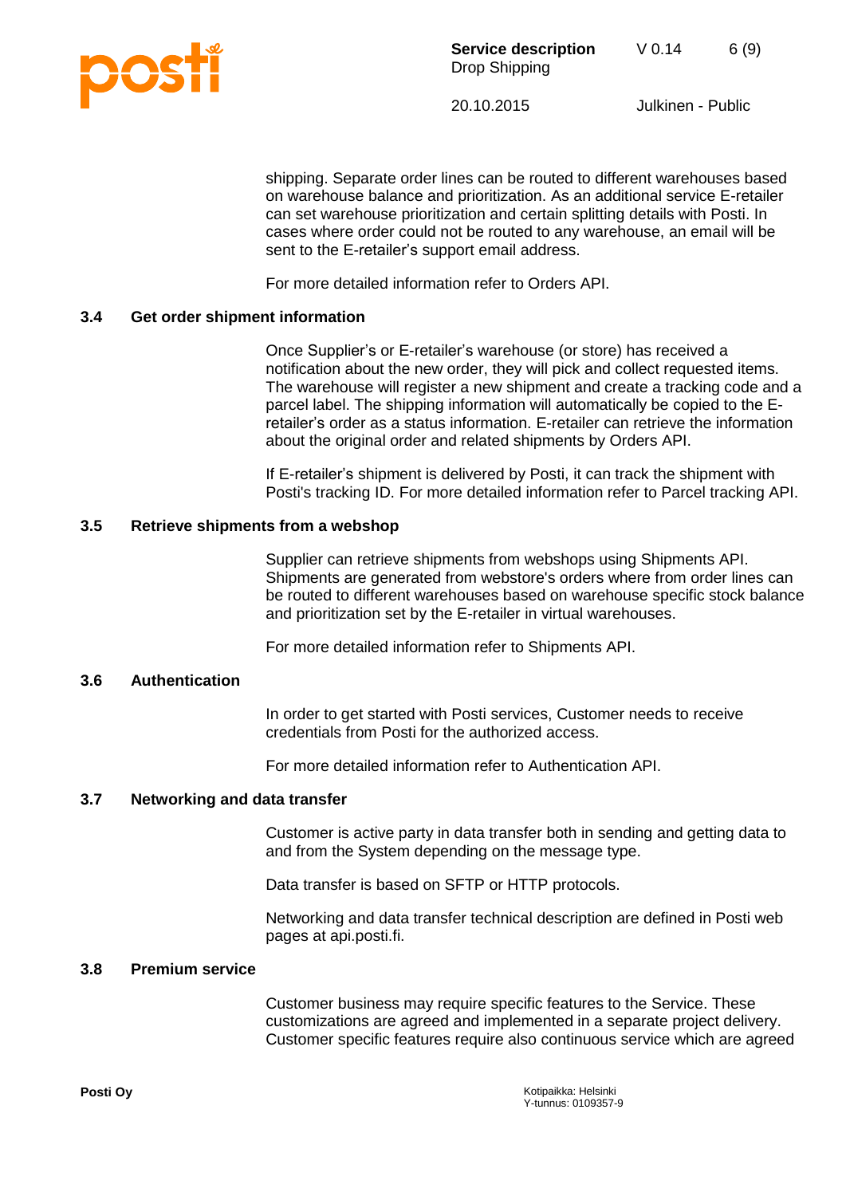shipping. Separate order lines can be routed to different warehouses based on warehouse balance and prioritization. As an additional service E-retailer can set warehouse prioritization and certain splitting details with Posti. In cases where order could not be routed to any warehouse, an email will be sent to the E-retailer's support email address.

For more detailed information refer to Orders API.

### 3.4 Get order shipment information

Once Supplier's or E-retailer's warehouse (or store) has received a notification about the new order, they will pick and collect requested items. The warehouse will register a new shipment and create a tracking code and a parcel label. The shipping information will automatically be copied to the E-retailer's order as a status information. E-retailer can retrieve the information about the original order and related shipments by Orders API.

If E-retailer's shipment is delivered by Posti, it can track the shipment with Posti's tracking ID. For more detailed information refer to Parcel tracking API.

### 3.5 Retrieve shipments from a webshop

Supplier can retrieve shipments from webshops using Shipments API. Shipments are generated from webstore's orders where from order lines can be routed to different warehouses based on warehouse specific stock balance and prioritization set by the E-retailer in virtual warehouses.

For more detailed information refer to Shipments API.

### 3.6 Authentication

In order to get started with Posti services, Customer needs to receive credentials from Posti for the authorized access.

For more detailed information refer to Authentication API.

### 3.7 Networking and data transfer

Customer is active party in data transfer both in sending and getting data to and from the System depending on the message type.

Data transfer is based on SFTP or HTTP protocols.

Networking and data transfer technical description are defined in Posti web pages at api.posti.fi.

### 3.8 Premium service

Customer business may require specific features to the Service. These customizations are agreed and implemented in a separate project delivery. Customer specific features require also continuous service which are agreed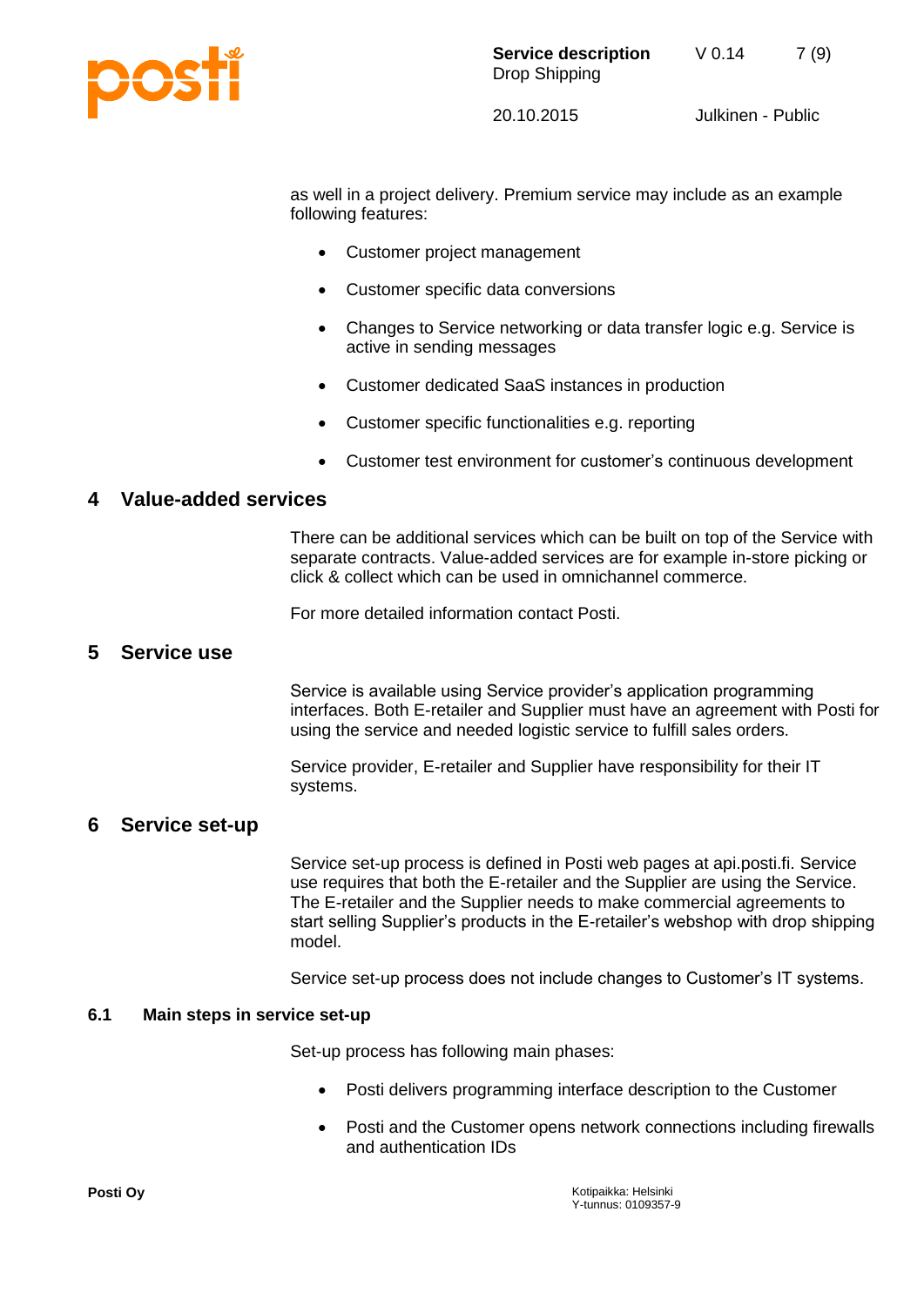as well in a project delivery. Premium service may include as an example following features:

- Customer project management
- Customer specific data conversions
- Changes to Service networking or data transfer logic e.g. Service is active in sending messages
- Customer dedicated SaaS instances in production
- Customer specific functionalities e.g. reporting
- Customer test environment for customer's continuous development

# 4 Value-added services

There can be additional services which can be built on top of the Service with separate contracts. Value-added services are for example in-store picking or click & collect which can be used in omnichannel commerce.

For more detailed information contact Posti.

# 5 Service use

Service is available using Service provider's application programming interfaces. Both E-retailer and Supplier must have an agreement with Posti for using the service and needed logistic service to fulfill sales orders.

Service provider, E-retailer and Supplier have responsibility for their IT systems.

# 6 Service set-up

Service set-up process is defined in Posti web pages at api.posti.fi. Service use requires that both the E-retailer and the Supplier are using the Service. The E-retailer and the Supplier needs to make commercial agreements to start selling Supplier's products in the E-retailer's webshop with drop shipping model.

Service set-up process does not include changes to Customer's IT systems.

## 6.1 Main steps in service set-up

Set-up process has following main phases:

- Posti delivers programming interface description to the Customer
- Posti and the Customer opens network connections including firewalls and authentication IDs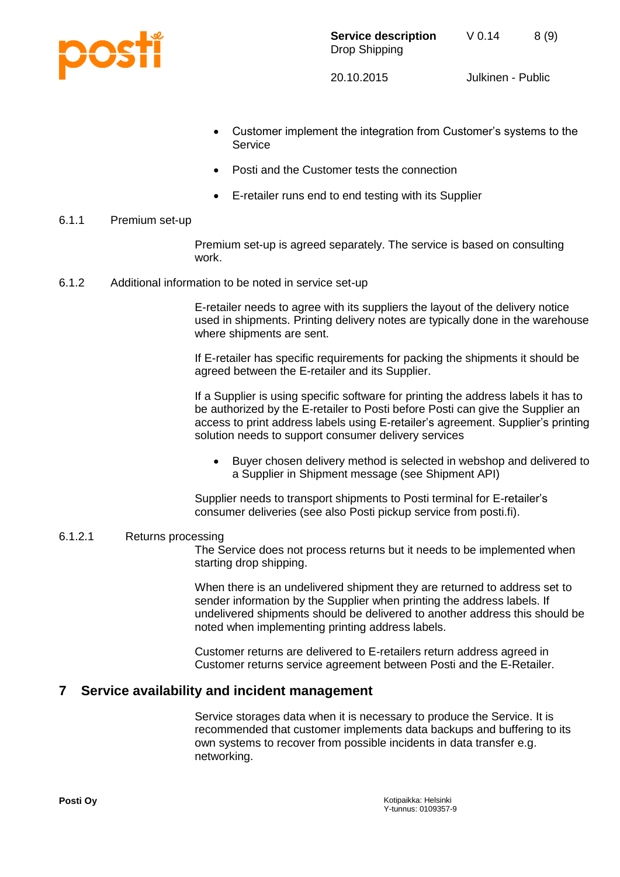- Customer implement the integration from Customer's systems to the Service
- Posti and the Customer tests the connection
- E-retailer runs end to end testing with its Supplier

### 6.1.1 Premium set-up

Premium set-up is agreed separately. The service is based on consulting work.

### 6.1.2 Additional information to be noted in service set-up

E-retailer needs to agree with its suppliers the layout of the delivery notice used in shipments. Printing delivery notes are typically done in the warehouse where shipments are sent.

If E-retailer has specific requirements for packing the shipments it should be agreed between the E-retailer and its Supplier.

If a Supplier is using specific software for printing the address labels it has to be authorized by the E-retailer to Posti before Posti can give the Supplier an access to print address labels using E-retailer's agreement. Supplier's printing solution needs to support consumer delivery services

- Buyer chosen delivery method is selected in webshop and delivered to a Supplier in Shipment message (see Shipment API)

Supplier needs to transport shipments to Posti terminal for E-retailer's consumer deliveries (see also Posti pickup service from posti.fi).

#### 6.1.2.1 Returns processing

The Service does not process returns but it needs to be implemented when starting drop shipping.

When there is an undelivered shipment they are returned to address set to sender information by the Supplier when printing the address labels. If undelivered shipments should be delivered to another address this should be noted when implementing printing address labels.

Customer returns are delivered to E-retailers return address agreed in Customer returns service agreement between Posti and the E-Retailer.

## 7 Service availability and incident management

Service storages data when it is necessary to produce the Service. It is recommended that customer implements data backups and buffering to its own systems to recover from possible incidents in data transfer e.g. networking.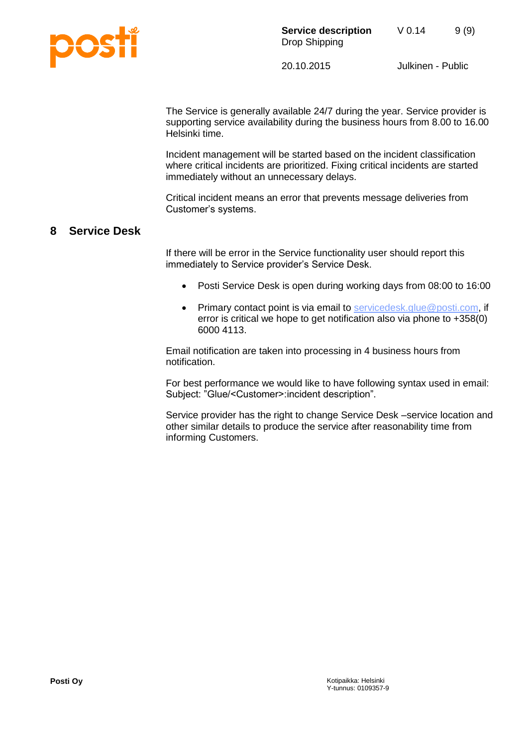The Service is generally available 24/7 during the year. Service provider is supporting service availability during the business hours from 8.00 to 16.00 Helsinki time.

Incident management will be started based on the incident classification where critical incidents are prioritized. Fixing critical incidents are started immediately without an unnecessary delays.

Critical incident means an error that prevents message deliveries from Customer's systems.

## 8 Service Desk

If there will be error in the Service functionality user should report this immediately to Service provider's Service Desk.

- Posti Service Desk is open during working days from 08:00 to 16:00
- Primary contact point is via email to servicedesk.glue@posti.com, if error is critical we hope to get notification also via phone to +358(0) 6000 4113.

Email notification are taken into processing in 4 business hours from notification.

For best performance we would like to have following syntax used in email: Subject: "Glue/<Customer>:incident description".

Service provider has the right to change Service Desk –service location and other similar details to produce the service after reasonability time from informing Customers.